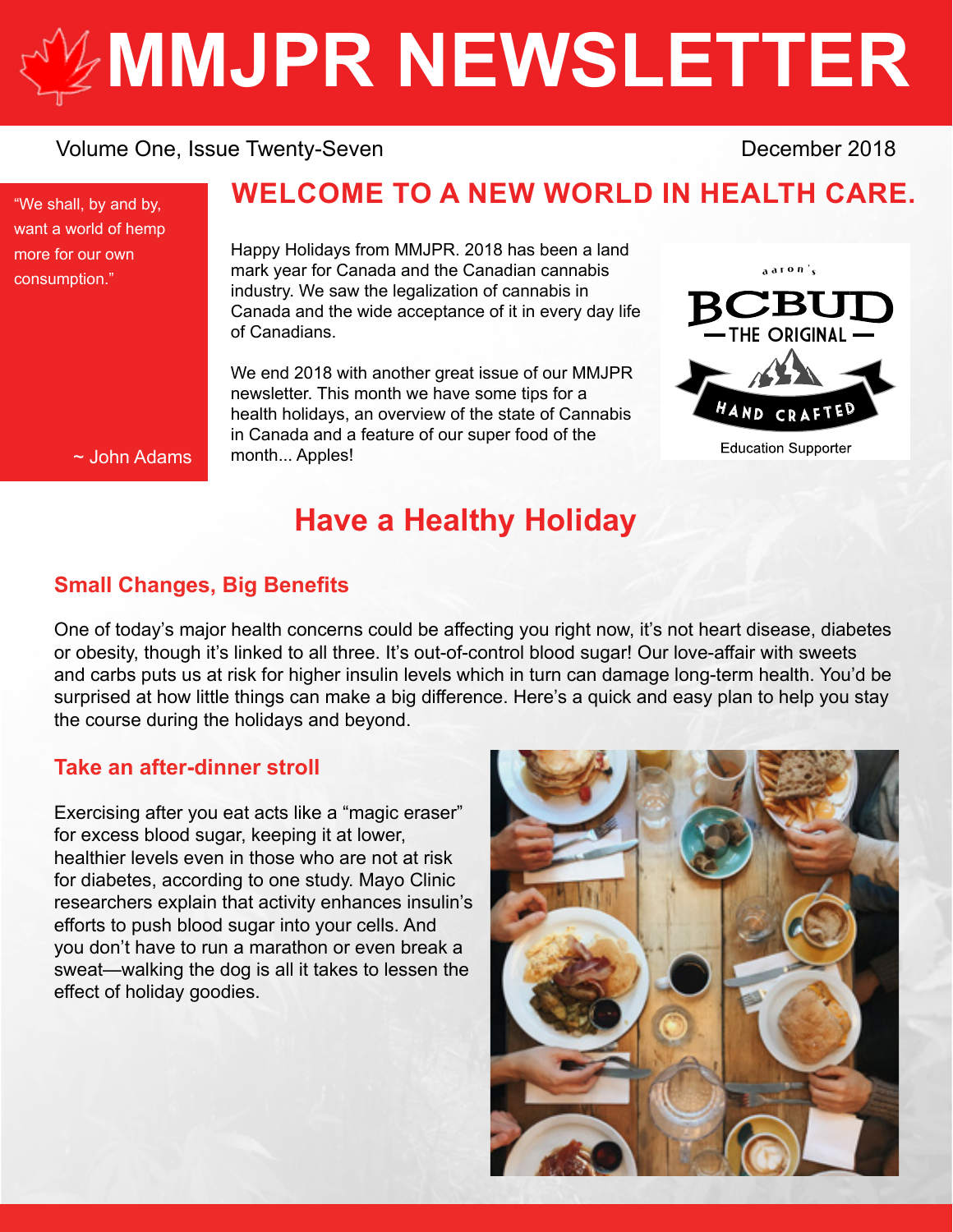# MMJPR NEWSLETTER

Volume One, Issue Twenty-Seven

December 2018

"We shall, by and by, want a world of hemp more for our own consumption."

~ John Adams

## WELCOME TO A NEW WORLD IN HEALTH CARE.

Happy Holidays from MMJPR. 2018 has been a land mark year for Canada and the Canadian cannabis industry. We saw the legalization of cannabis in Canada and the wide acceptance of it in every day life of Canadians.

We end 2018 with another great issue of our MMJPR newsletter. This month we have some tips for a health holidays, an overview of the state of Cannabis in Canada and a feature of our super food of the month... Apples!

aaron's BCBUD — THE ORIGINAL — HAND CRAFTED

Education Supporter

## Have a Healthy Holiday

### Small Changes, Big Benefits

One of today's major health concerns could be affecting you right now, it's not heart disease, diabetes or obesity, though it's linked to all three. It's out-of-control blood sugar! Our love-affair with sweets and carbs puts us at risk for higher insulin levels which in turn can damage long-term health. You'd be surprised at how little things can make a big difference. Here's a quick and easy plan to help you stay the course during the holidays and beyond.

### Take an after-dinner stroll

Exercising after you eat acts like a "magic eraser" for excess blood sugar, keeping it at lower, healthier levels even in those who are not at risk for diabetes, according to one study. Mayo Clinic researchers explain that activity enhances insulin's efforts to push blood sugar into your cells. And you don't have to run a marathon or even break a sweat—walking the dog is all it takes to lessen the effect of holiday goodies.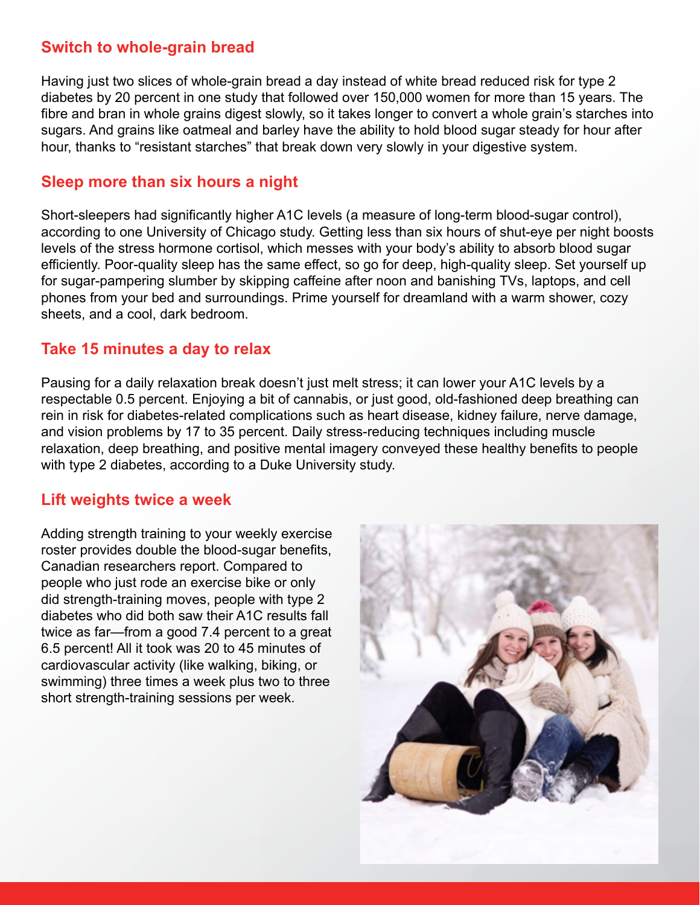## Switch to whole-grain bread

Having just two slices of whole-grain bread a day instead of white bread reduced risk for type 2 diabetes by 20 percent in one study that followed over 150,000 women for more than 15 years. The fibre and bran in whole grains digest slowly, so it takes longer to convert a whole grain's starches into sugars. And grains like oatmeal and barley have the ability to hold blood sugar steady for hour after hour, thanks to "resistant starches" that break down very slowly in your digestive system.

## Sleep more than six hours a night

Short-sleepers had significantly higher A1C levels (a measure of long-term blood-sugar control), according to one University of Chicago study. Getting less than six hours of shut-eye per night boosts levels of the stress hormone cortisol, which messes with your body's ability to absorb blood sugar efficiently. Poor-quality sleep has the same effect, so go for deep, high-quality sleep. Set yourself up for sugar-pampering slumber by skipping caffeine after noon and banishing TVs, laptops, and cell phones from your bed and surroundings. Prime yourself for dreamland with a warm shower, cozy sheets, and a cool, dark bedroom.

## Take 15 minutes a day to relax

Pausing for a daily relaxation break doesn't just melt stress; it can lower your A1C levels by a respectable 0.5 percent. Enjoying a bit of cannabis, or just good, old-fashioned deep breathing can rein in risk for diabetes-related complications such as heart disease, kidney failure, nerve damage, and vision problems by 17 to 35 percent. Daily stress-reducing techniques including muscle relaxation, deep breathing, and positive mental imagery conveyed these healthy benefits to people with type 2 diabetes, according to a Duke University study.

## Lift weights twice a week

Adding strength training to your weekly exercise roster provides double the blood-sugar benefits, Canadian researchers report. Compared to people who just rode an exercise bike or only did strength-training moves, people with type 2 diabetes who did both saw their A1C results fall twice as far—from a good 7.4 percent to a great 6.5 percent! All it took was 20 to 45 minutes of cardiovascular activity (like walking, biking, or swimming) three times a week plus two to three short strength-training sessions per week.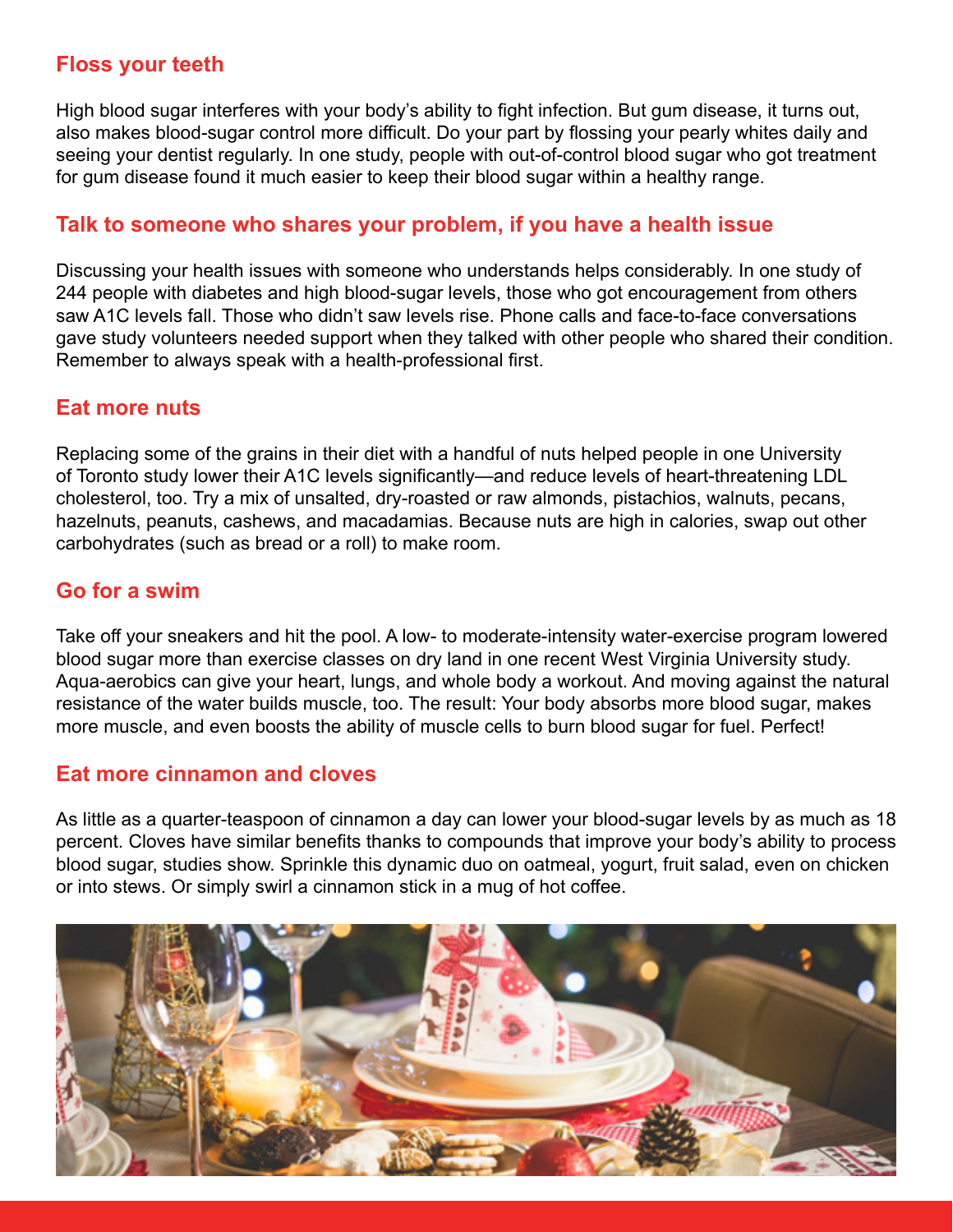## Floss your teeth

High blood sugar interferes with your body's ability to fight infection. But gum disease, it turns out, also makes blood-sugar control more difficult. Do your part by flossing your pearly whites daily and seeing your dentist regularly. In one study, people with out-of-control blood sugar who got treatment for gum disease found it much easier to keep their blood sugar within a healthy range.

## Talk to someone who shares your problem, if you have a health issue

Discussing your health issues with someone who understands helps considerably. In one study of 244 people with diabetes and high blood-sugar levels, those who got encouragement from others saw A1C levels fall. Those who didn't saw levels rise. Phone calls and face-to-face conversations gave study volunteers needed support when they talked with other people who shared their condition. Remember to always speak with a health-professional first.

## Eat more nuts

Replacing some of the grains in their diet with a handful of nuts helped people in one University of Toronto study lower their A1C levels significantly—and reduce levels of heart-threatening LDL cholesterol, too. Try a mix of unsalted, dry-roasted or raw almonds, pistachios, walnuts, pecans, hazelnuts, peanuts, cashews, and macadamias. Because nuts are high in calories, swap out other carbohydrates (such as bread or a roll) to make room.

## Go for a swim

Take off your sneakers and hit the pool. A low- to moderate-intensity water-exercise program lowered blood sugar more than exercise classes on dry land in one recent West Virginia University study. Aqua-aerobics can give your heart, lungs, and whole body a workout. And moving against the natural resistance of the water builds muscle, too. The result: Your body absorbs more blood sugar, makes more muscle, and even boosts the ability of muscle cells to burn blood sugar for fuel. Perfect!

## Eat more cinnamon and cloves

As little as a quarter-teaspoon of cinnamon a day can lower your blood-sugar levels by as much as 18 percent. Cloves have similar benefits thanks to compounds that improve your body's ability to process blood sugar, studies show. Sprinkle this dynamic duo on oatmeal, yogurt, fruit salad, even on chicken or into stews. Or simply swirl a cinnamon stick in a mug of hot coffee.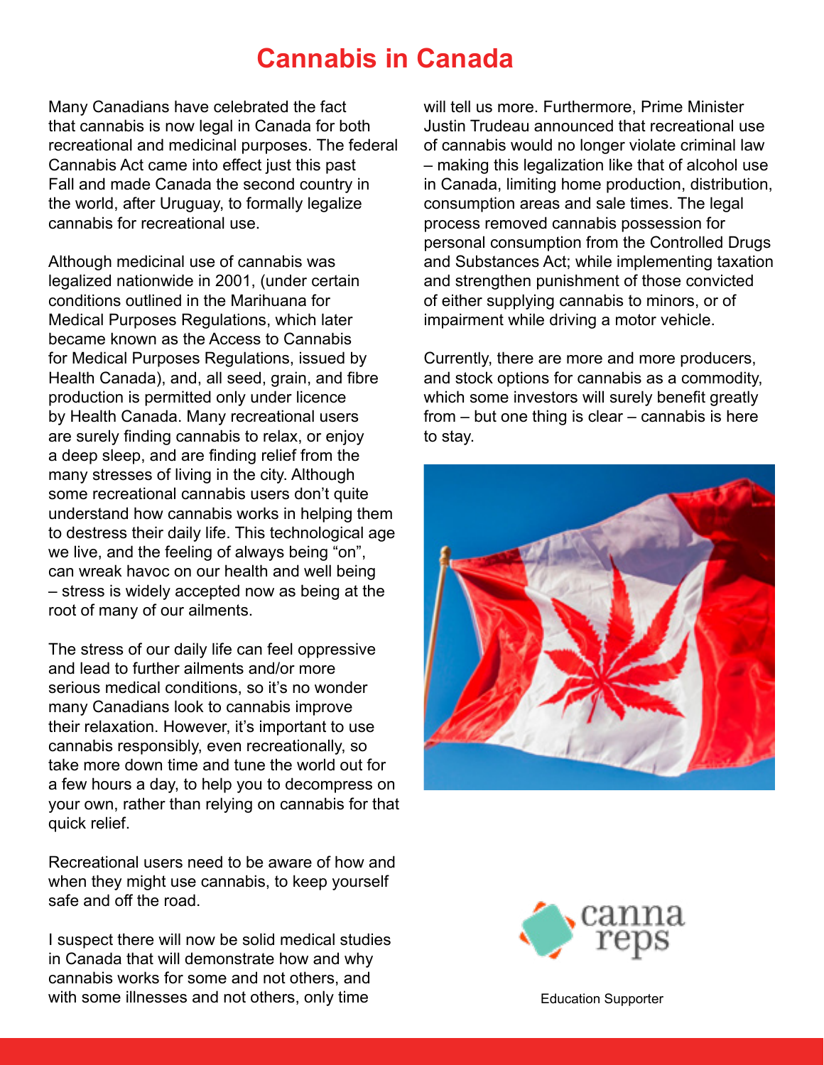# Cannabis in Canada

Many Canadians have celebrated the fact that cannabis is now legal in Canada for both recreational and medicinal purposes. The federal Cannabis Act came into effect just this past Fall and made Canada the second country in the world, after Uruguay, to formally legalize cannabis for recreational use.

Although medicinal use of cannabis was legalized nationwide in 2001, (under certain conditions outlined in the Marihuana for Medical Purposes Regulations, which later became known as the Access to Cannabis for Medical Purposes Regulations, issued by Health Canada), and, all seed, grain, and fibre production is permitted only under licence by Health Canada. Many recreational users are surely finding cannabis to relax, or enjoy a deep sleep, and are finding relief from the many stresses of living in the city. Although some recreational cannabis users don't quite understand how cannabis works in helping them to destress their daily life. This technological age we live, and the feeling of always being "on", can wreak havoc on our health and well being – stress is widely accepted now as being at the root of many of our ailments.

The stress of our daily life can feel oppressive and lead to further ailments and/or more serious medical conditions, so it's no wonder many Canadians look to cannabis improve their relaxation. However, it's important to use cannabis responsibly, even recreationally, so take more down time and tune the world out for a few hours a day, to help you to decompress on your own, rather than relying on cannabis for that quick relief.

Recreational users need to be aware of how and when they might use cannabis, to keep yourself safe and off the road.

I suspect there will now be solid medical studies in Canada that will demonstrate how and why cannabis works for some and not others, and with some illnesses and not others, only time will tell us more. Furthermore, Prime Minister Justin Trudeau announced that recreational use of cannabis would no longer violate criminal law – making this legalization like that of alcohol use in Canada, limiting home production, distribution, consumption areas and sale times. The legal process removed cannabis possession for personal consumption from the Controlled Drugs and Substances Act; while implementing taxation and strengthen punishment of those convicted of either supplying cannabis to minors, or of impairment while driving a motor vehicle.

Currently, there are more and more producers, and stock options for cannabis as a commodity, which some investors will surely benefit greatly from – but one thing is clear – cannabis is here to stay.

canna reps

Education Supporter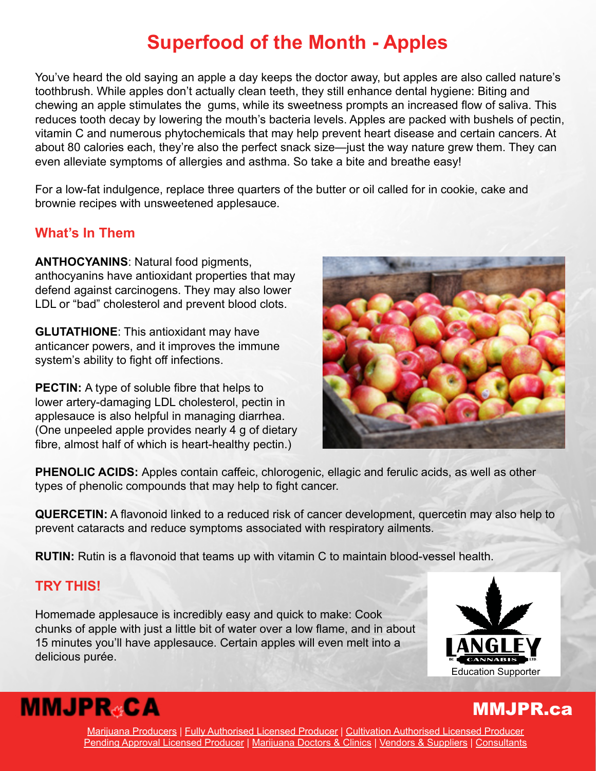# Superfood of the Month - Apples

You've heard the old saying an apple a day keeps the doctor away, but apples are also called nature's toothbrush. While apples don't actually clean teeth, they still enhance dental hygiene: Biting and chewing an apple stimulates the gums, while its sweetness prompts an increased flow of saliva. This reduces tooth decay by lowering the mouth's bacteria levels. Apples are packed with bushels of pectin, vitamin C and numerous phytochemicals that may help prevent heart disease and certain cancers. At about 80 calories each, they're also the perfect snack size—just the way nature grew them. They can even alleviate symptoms of allergies and asthma. So take a bite and breathe easy!

For a low-fat indulgence, replace three quarters of the butter or oil called for in cookie, cake and brownie recipes with unsweetened applesauce.

## What's In Them

**ANTHOCYANINS**: Natural food pigments, anthocyanins have antioxidant properties that may defend against carcinogens. They may also lower LDL or "bad" cholesterol and prevent blood clots.

**GLUTATHIONE**: This antioxidant may have anticancer powers, and it improves the immune system's ability to fight off infections.

**PECTIN:** A type of soluble fibre that helps to lower artery-damaging LDL cholesterol, pectin in applesauce is also helpful in managing diarrhea. (One unpeeled apple provides nearly 4 g of dietary fibre, almost half of which is heart-healthy pectin.)

**PHENOLIC ACIDS:** Apples contain caffeic, chlorogenic, ellagic and ferulic acids, as well as other types of phenolic compounds that may help to fight cancer.

**QUERCETIN:** A flavonoid linked to a reduced risk of cancer development, quercetin may also help to prevent cataracts and reduce symptoms associated with respiratory ailments.

**RUTIN:** Rutin is a flavonoid that teams up with vitamin C to maintain blood-vessel health.

## TRY THIS!

Homemade applesauce is incredibly easy and quick to make: Cook chunks of apple with just a little bit of water over a low flame, and in about 15 minutes you'll have applesauce. Certain apples will even melt into a delicious purée.

LANGLEY CANNABIS
Education Supporter

MMJPR.CA

MMJPR.ca

Marijuana Producers | Fully Authorised Licensed Producer | Cultivation Authorised Licensed Producer
Pending Approval Licensed Producer | Marijuana Doctors & Clinics | Vendors & Suppliers | Consultants